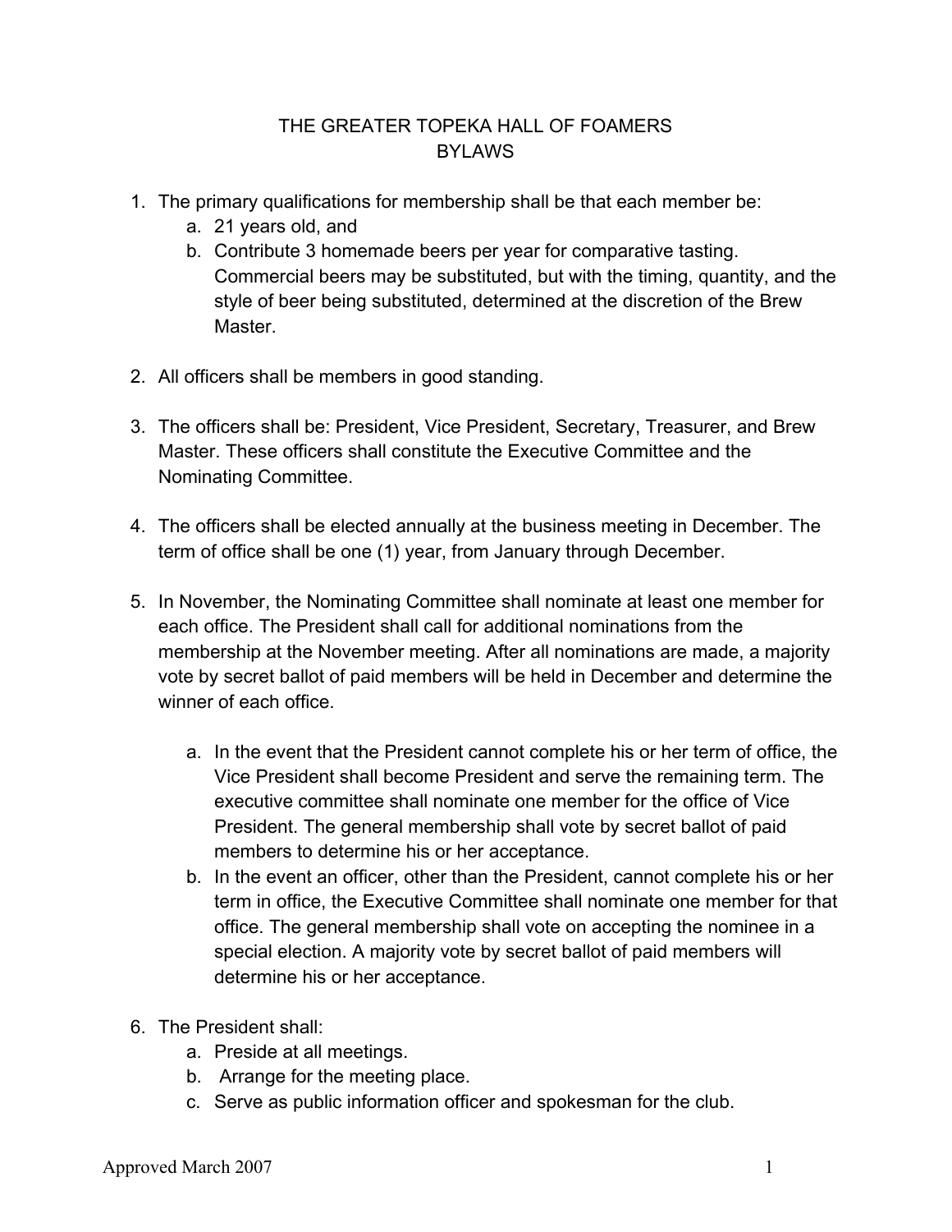# THE GREATER TOPEKA HALL OF FOAMERS
## BYLAWS

1. The primary qualifications for membership shall be that each member be:
   a. 21 years old, and
   b. Contribute 3 homemade beers per year for comparative tasting. Commercial beers may be substituted, but with the timing, quantity, and the style of beer being substituted, determined at the discretion of the Brew Master.

2. All officers shall be members in good standing.

3. The officers shall be: President, Vice President, Secretary, Treasurer, and Brew Master. These officers shall constitute the Executive Committee and the Nominating Committee.

4. The officers shall be elected annually at the business meeting in December. The term of office shall be one (1) year, from January through December.

5. In November, the Nominating Committee shall nominate at least one member for each office. The President shall call for additional nominations from the membership at the November meeting. After all nominations are made, a majority vote by secret ballot of paid members will be held in December and determine the winner of each office.

   a. In the event that the President cannot complete his or her term of office, the Vice President shall become President and serve the remaining term. The executive committee shall nominate one member for the office of Vice President. The general membership shall vote by secret ballot of paid members to determine his or her acceptance.
   b. In the event an officer, other than the President, cannot complete his or her term in office, the Executive Committee shall nominate one member for that office. The general membership shall vote on accepting the nominee in a special election. A majority vote by secret ballot of paid members will determine his or her acceptance.

6. The President shall:
   a. Preside at all meetings.
   b. Arrange for the meeting place.
   c. Serve as public information officer and spokesman for the club.

Approved March 2007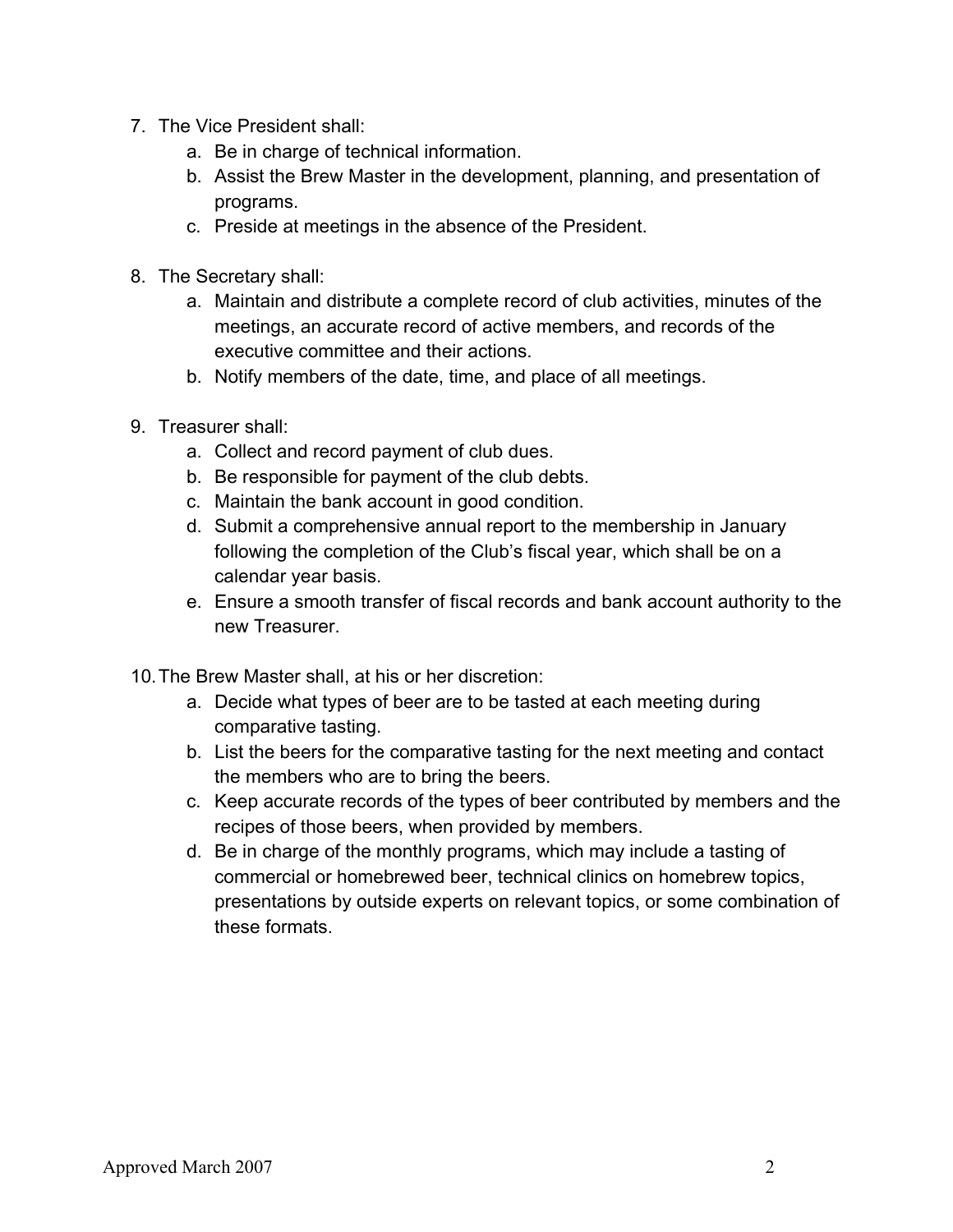7. The Vice President shall:
   a. Be in charge of technical information.
   b. Assist the Brew Master in the development, planning, and presentation of programs.
   c. Preside at meetings in the absence of the President.

8. The Secretary shall:
   a. Maintain and distribute a complete record of club activities, minutes of the meetings, an accurate record of active members, and records of the executive committee and their actions.
   b. Notify members of the date, time, and place of all meetings.

9. Treasurer shall:
   a. Collect and record payment of club dues.
   b. Be responsible for payment of the club debts.
   c. Maintain the bank account in good condition.
   d. Submit a comprehensive annual report to the membership in January following the completion of the Club's fiscal year, which shall be on a calendar year basis.
   e. Ensure a smooth transfer of fiscal records and bank account authority to the new Treasurer.

10. The Brew Master shall, at his or her discretion:
    a. Decide what types of beer are to be tasted at each meeting during comparative tasting.
    b. List the beers for the comparative tasting for the next meeting and contact the members who are to bring the beers.
    c. Keep accurate records of the types of beer contributed by members and the recipes of those beers, when provided by members.
    d. Be in charge of the monthly programs, which may include a tasting of commercial or homebrewed beer, technical clinics on homebrew topics, presentations by outside experts on relevant topics, or some combination of these formats.

Approved March 2007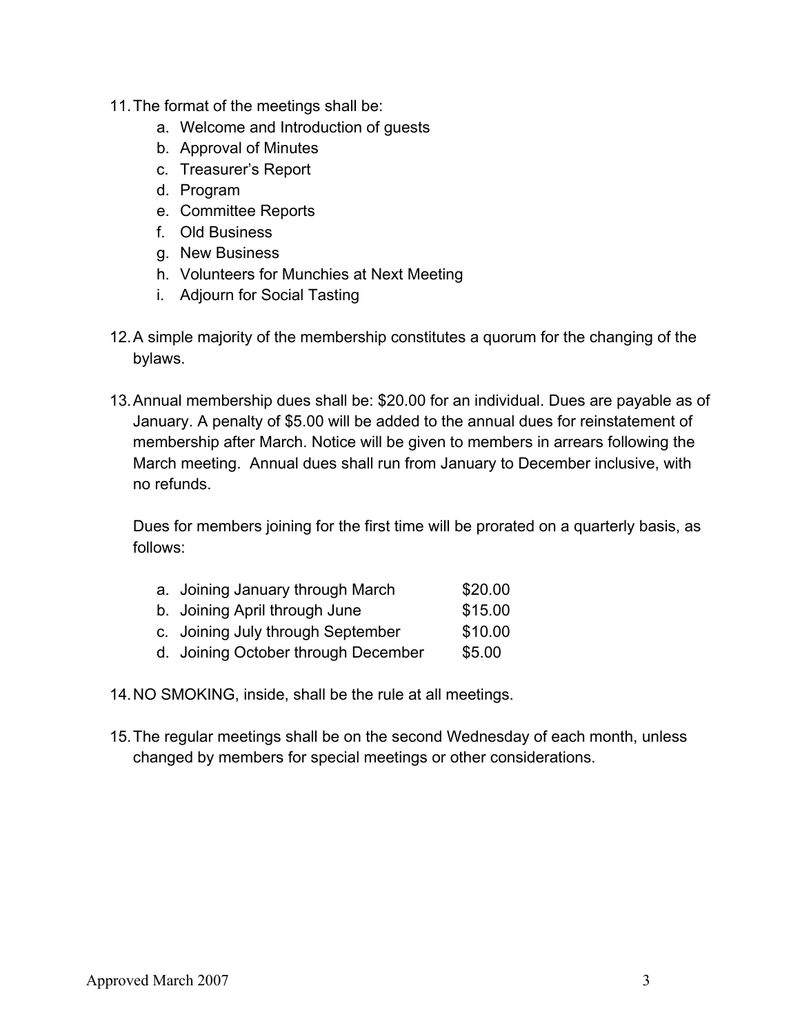11. The format of the meetings shall be:
    a. Welcome and Introduction of guests
    b. Approval of Minutes
    c. Treasurer's Report
    d. Program
    e. Committee Reports
    f. Old Business
    g. New Business
    h. Volunteers for Munchies at Next Meeting
    i. Adjourn for Social Tasting

12. A simple majority of the membership constitutes a quorum for the changing of the bylaws.

13. Annual membership dues shall be: $20.00 for an individual. Dues are payable as of January. A penalty of $5.00 will be added to the annual dues for reinstatement of membership after March. Notice will be given to members in arrears following the March meeting. Annual dues shall run from January to December inclusive, with no refunds.

    Dues for members joining for the first time will be prorated on a quarterly basis, as follows:

    | | |
    |---|---|
    | a. Joining January through March | $20.00 |
    | b. Joining April through June | $15.00 |
    | c. Joining July through September | $10.00 |
    | d. Joining October through December | $5.00 |

14. NO SMOKING, inside, shall be the rule at all meetings.

15. The regular meetings shall be on the second Wednesday of each month, unless changed by members for special meetings or other considerations.

Approved March 2007